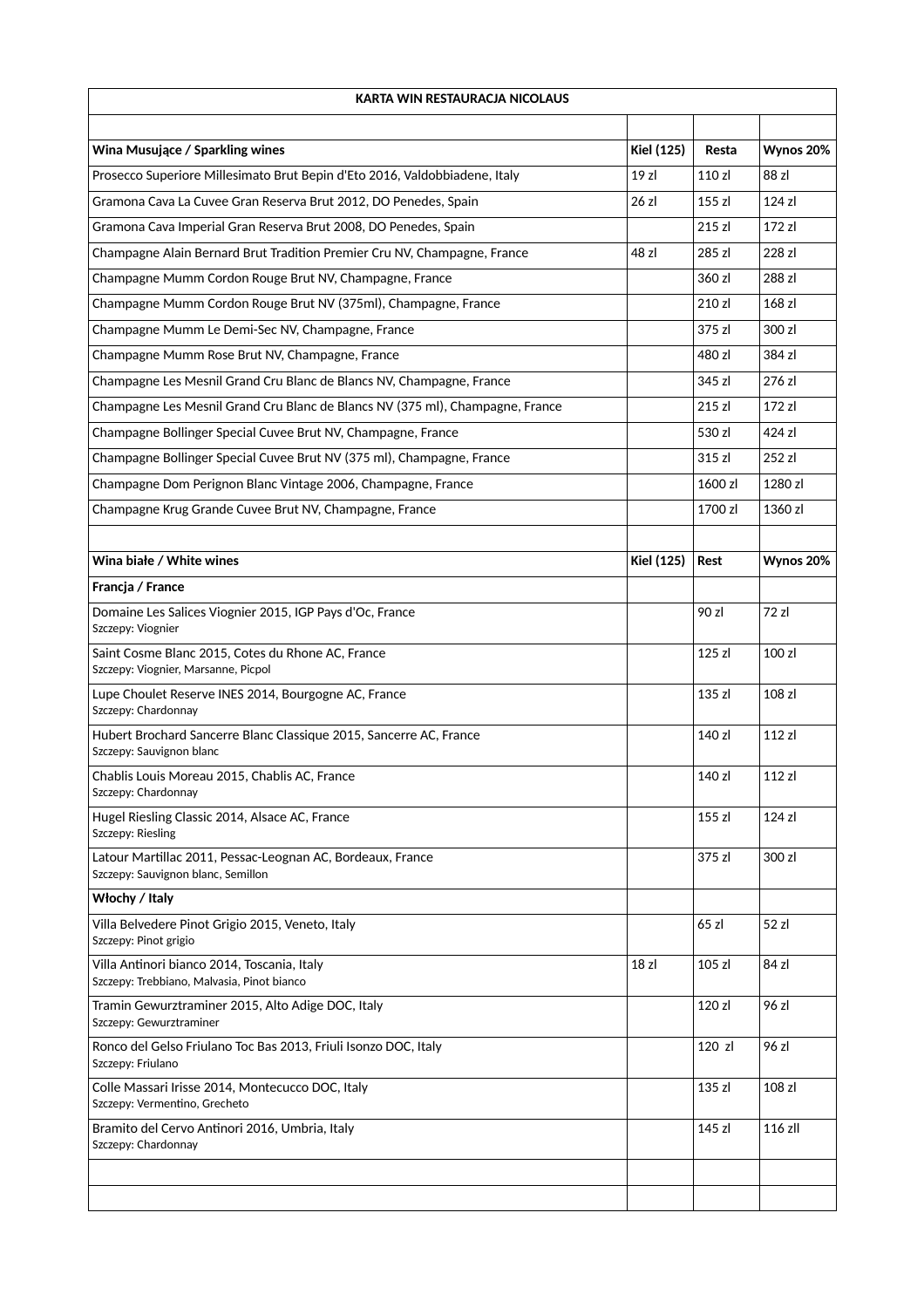| KARTA WIN RESTAURACJA NICOLAUS | | | |
|---|---|---|---|
| | | | |
| **Wina Musujące / Sparkling wines** | **Kiel (125)** | **Resta** | **Wynos 20%** |
| Prosecco Superiore Millesimato Brut Bepin d'Eto 2016, Valdobbiadene, Italy | 19 zl | 110 zl | 88 zl |
| Gramona Cava La Cuvee Gran Reserva Brut 2012, DO Penedes, Spain | 26 zl | 155 zl | 124 zl |
| Gramona Cava Imperial Gran Reserva Brut 2008, DO Penedes, Spain | | 215 zl | 172 zl |
| Champagne Alain Bernard Brut Tradition Premier Cru NV, Champagne, France | 48 zl | 285 zl | 228 zl |
| Champagne Mumm Cordon Rouge Brut NV, Champagne, France | | 360 zl | 288 zl |
| Champagne Mumm Cordon Rouge Brut NV (375ml), Champagne, France | | 210 zl | 168 zl |
| Champagne Mumm Le Demi-Sec NV, Champagne, France | | 375 zl | 300 zl |
| Champagne Mumm Rose Brut NV, Champagne, France | | 480 zl | 384 zl |
| Champagne Les Mesnil Grand Cru Blanc de Blancs NV, Champagne, France | | 345 zl | 276 zl |
| Champagne Les Mesnil Grand Cru Blanc de Blancs NV (375 ml), Champagne, France | | 215 zl | 172 zl |
| Champagne Bollinger Special Cuvee Brut NV, Champagne, France | | 530 zl | 424 zl |
| Champagne Bollinger Special Cuvee Brut NV (375 ml), Champagne, France | | 315 zl | 252 zl |
| Champagne Dom Perignon Blanc Vintage 2006, Champagne, France | | 1600 zl | 1280 zl |
| Champagne Krug Grande Cuvee Brut NV, Champagne, France | | 1700 zl | 1360 zl |
| | | | |
| **Wina białe / White wines** | **Kiel (125)** | **Rest** | **Wynos 20%** |
| **Francja / France** | | | |
| Domaine Les Salices Viognier 2015, IGP Pays d'Oc, France<br>Szczepy: Viognier | | 90 zl | 72 zl |
| Saint Cosme Blanc 2015, Cotes du Rhone AC, France<br>Szczepy: Viognier, Marsanne, Picpol | | 125 zl | 100 zl |
| Lupe Choulet Reserve INES 2014, Bourgogne AC, France<br>Szczepy: Chardonnay | | 135 zl | 108 zl |
| Hubert Brochard Sancerre Blanc Classique 2015, Sancerre AC, France<br>Szczepy: Sauvignon blanc | | 140 zl | 112 zl |
| Chablis Louis Moreau 2015, Chablis AC, France<br>Szczepy: Chardonnay | | 140 zl | 112 zl |
| Hugel Riesling Classic 2014, Alsace AC, France<br>Szczepy: Riesling | | 155 zl | 124 zl |
| Latour Martillac 2011, Pessac-Leognan AC, Bordeaux, France<br>Szczepy: Sauvignon blanc, Semillon | | 375 zl | 300 zl |
| **Włochy / Italy** | | | |
| Villa Belvedere Pinot Grigio 2015, Veneto, Italy<br>Szczepy: Pinot grigio | | 65 zl | 52 zl |
| Villa Antinori bianco 2014, Toscania, Italy<br>Szczepy: Trebbiano, Malvasia, Pinot bianco | 18 zl | 105 zl | 84 zl |
| Tramin Gewurztraminer 2015, Alto Adige DOC, Italy<br>Szczepy: Gewurztraminer | | 120 zl | 96 zl |
| Ronco del Gelso Friulano Toc Bas 2013, Friuli Isonzo DOC, Italy<br>Szczepy: Friulano | | 120 zl | 96 zl |
| Colle Massari Irisse 2014, Montecucco DOC, Italy<br>Szczepy: Vermentino, Grecheto | | 135 zl | 108 zl |
| Bramito del Cervo Antinori 2016, Umbria, Italy<br>Szczepy: Chardonnay | | 145 zl | 116 zll |
| | | | |
| | | | |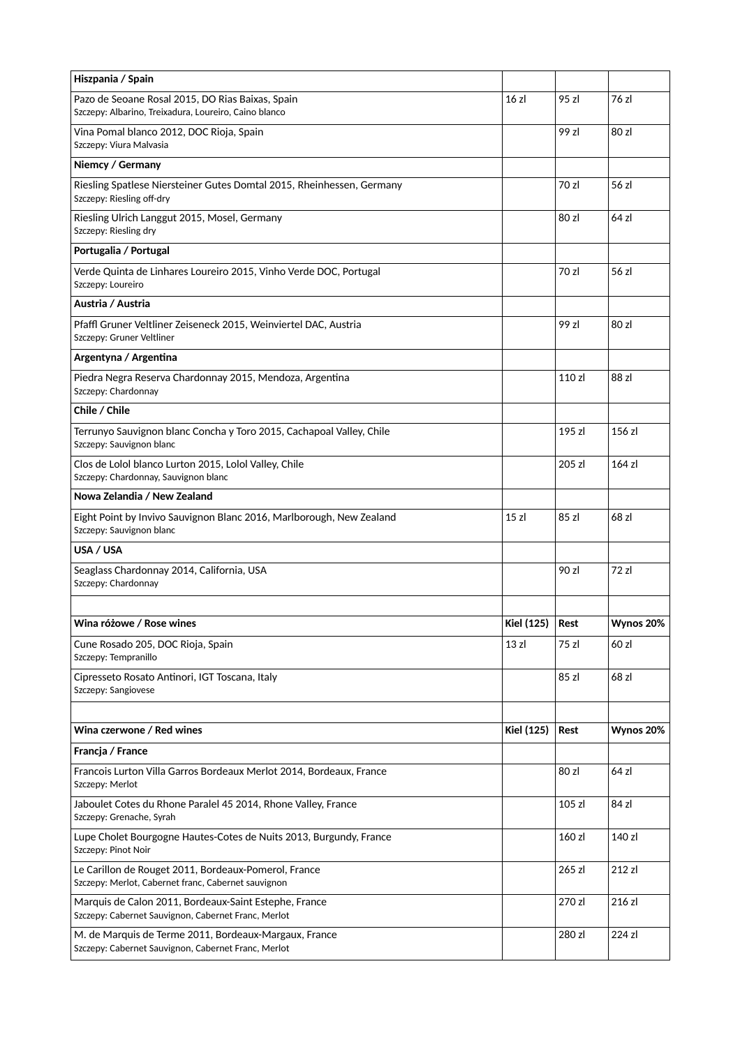| Hiszpania / Spain | | | |
|---|---|---|---|
| Pazo de Seoane Rosal 2015, DO Rias Baixas, Spain<br>Szczepy: Albarino, Treixadura, Loureiro, Caino blanco | 16 zl | 95 zl | 76 zl |
| Vina Pomal blanco 2012, DOC Rioja, Spain<br>Szczepy: Viura Malvasia | | 99 zl | 80 zl |
| **Niemcy / Germany** | | | |
| Riesling Spatlese Niersteiner Gutes Domtal 2015, Rheinhessen, Germany<br>Szczepy: Riesling off-dry | | 70 zl | 56 zl |
| Riesling Ulrich Langgut 2015, Mosel, Germany<br>Szczepy: Riesling dry | | 80 zl | 64 zl |
| **Portugalia / Portugal** | | | |
| Verde Quinta de Linhares Loureiro 2015, Vinho Verde DOC, Portugal<br>Szczepy: Loureiro | | 70 zl | 56 zl |
| **Austria / Austria** | | | |
| Pfaffl Gruner Veltliner Zeiseneck 2015, Weinviertel DAC, Austria<br>Szczepy: Gruner Veltliner | | 99 zl | 80 zl |
| **Argentyna / Argentina** | | | |
| Piedra Negra Reserva Chardonnay 2015, Mendoza, Argentina<br>Szczepy: Chardonnay | | 110 zl | 88 zl |
| **Chile / Chile** | | | |
| Terrunyo Sauvignon blanc Concha y Toro 2015, Cachapoal Valley, Chile<br>Szczepy: Sauvignon blanc | | 195 zl | 156 zl |
| Clos de Lolol blanco Lurton 2015, Lolol Valley, Chile<br>Szczepy: Chardonnay, Sauvignon blanc | | 205 zl | 164 zl |
| **Nowa Zelandia / New Zealand** | | | |
| Eight Point by Invivo Sauvignon Blanc 2016, Marlborough, New Zealand<br>Szczepy: Sauvignon blanc | 15 zl | 85 zl | 68 zl |
| **USA / USA** | | | |
| Seaglass Chardonnay 2014, California, USA<br>Szczepy: Chardonnay | | 90 zl | 72 zl |
| | | | |
| **Wina różowe / Rose wines** | **Kiel (125)** | **Rest** | **Wynos 20%** |
| Cune Rosado 205, DOC Rioja, Spain<br>Szczepy: Tempranillo | 13 zl | 75 zl | 60 zl |
| Cipresseto Rosato Antinori, IGT Toscana, Italy<br>Szczepy: Sangiovese | | 85 zl | 68 zl |
| | | | |
| **Wina czerwone / Red wines** | **Kiel (125)** | **Rest** | **Wynos 20%** |
| **Francja / France** | | | |
| Francois Lurton Villa Garros Bordeaux Merlot 2014, Bordeaux, France<br>Szczepy: Merlot | | 80 zl | 64 zl |
| Jaboulet Cotes du Rhone Paralel 45 2014, Rhone Valley, France<br>Szczepy: Grenache, Syrah | | 105 zl | 84 zl |
| Lupe Cholet Bourgogne Hautes-Cotes de Nuits 2013, Burgundy, France<br>Szczepy: Pinot Noir | | 160 zl | 140 zl |
| Le Carillon de Rouget 2011, Bordeaux-Pomerol, France<br>Szczepy: Merlot, Cabernet franc, Cabernet sauvignon | | 265 zl | 212 zl |
| Marquis de Calon 2011, Bordeaux-Saint Estephe, France<br>Szczepy: Cabernet Sauvignon, Cabernet Franc, Merlot | | 270 zl | 216 zl |
| M. de Marquis de Terme 2011, Bordeaux-Margaux, France<br>Szczepy: Cabernet Sauvignon, Cabernet Franc, Merlot | | 280 zl | 224 zl |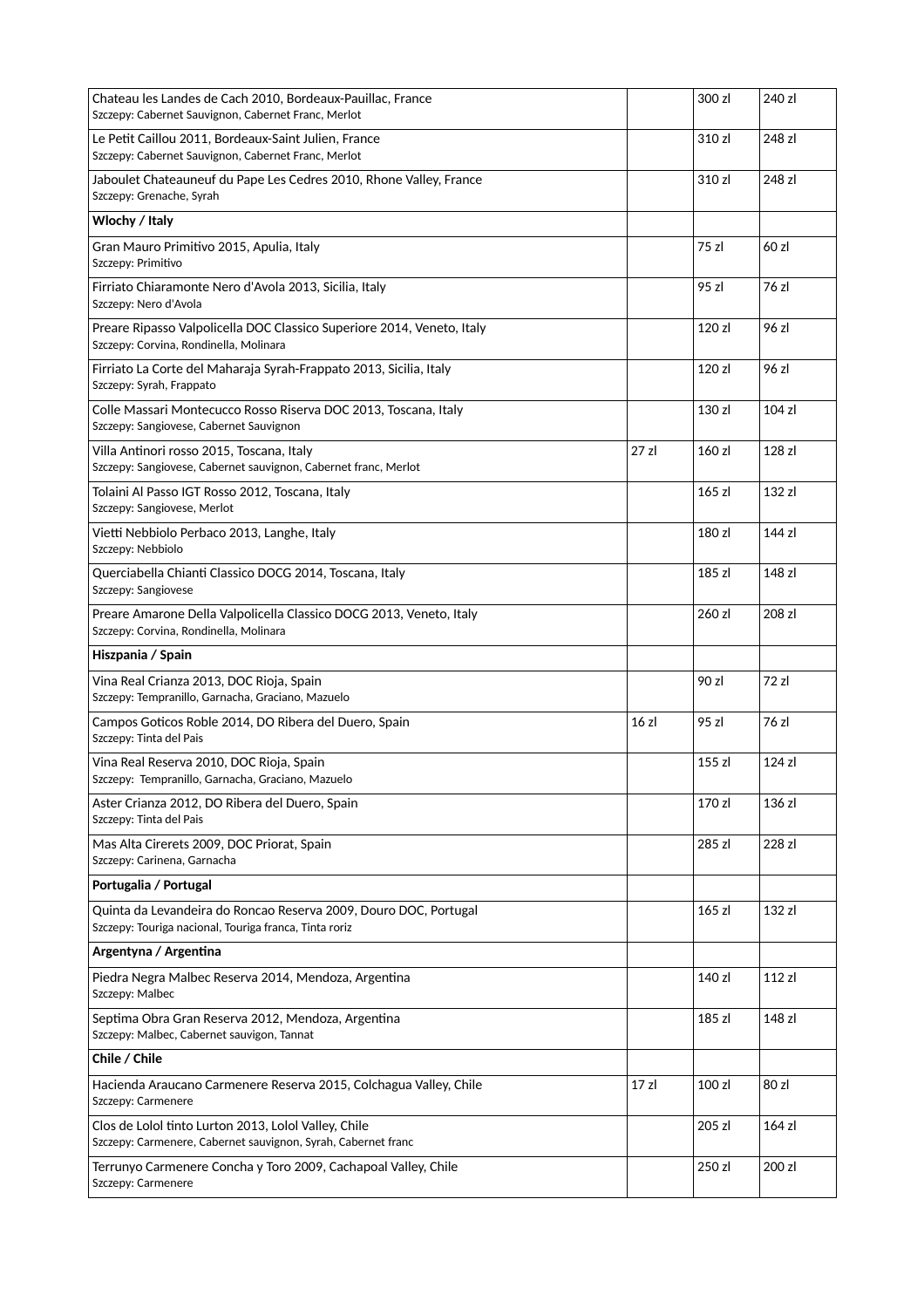| | | | |
|---|---|---|---|
| Chateau les Landes de Cach 2010, Bordeaux-Pauillac, France<br>Szczepy: Cabernet Sauvignon, Cabernet Franc, Merlot | | 300 zl | 240 zl |
| Le Petit Caillou 2011, Bordeaux-Saint Julien, France<br>Szczepy: Cabernet Sauvignon, Cabernet Franc, Merlot | | 310 zl | 248 zl |
| Jaboulet Chateauneuf du Pape Les Cedres 2010, Rhone Valley, France<br>Szczepy: Grenache, Syrah | | 310 zl | 248 zl |
| **Wlochy / Italy** | | | |
| Gran Mauro Primitivo 2015, Apulia, Italy<br>Szczepy: Primitivo | | 75 zl | 60 zl |
| Firriato Chiaramonte Nero d'Avola 2013, Sicilia, Italy<br>Szczepy: Nero d'Avola | | 95 zl | 76 zl |
| Preare Ripasso Valpolicella DOC Classico Superiore 2014, Veneto, Italy<br>Szczepy: Corvina, Rondinella, Molinara | | 120 zl | 96 zl |
| Firriato La Corte del Maharaja Syrah-Frappato 2013, Sicilia, Italy<br>Szczepy: Syrah, Frappato | | 120 zl | 96 zl |
| Colle Massari Montecucco Rosso Riserva DOC 2013, Toscana, Italy<br>Szczepy: Sangiovese, Cabernet Sauvignon | | 130 zl | 104 zl |
| Villa Antinori rosso 2015, Toscana, Italy<br>Szczepy: Sangiovese, Cabernet sauvignon, Cabernet franc, Merlot | 27 zl | 160 zl | 128 zl |
| Tolaini Al Passo IGT Rosso 2012, Toscana, Italy<br>Szczepy: Sangiovese, Merlot | | 165 zl | 132 zl |
| Vietti Nebbiolo Perbaco 2013, Langhe, Italy<br>Szczepy: Nebbiolo | | 180 zl | 144 zl |
| Querciabella Chianti Classico DOCG 2014, Toscana, Italy<br>Szczepy: Sangiovese | | 185 zl | 148 zl |
| Preare Amarone Della Valpolicella Classico DOCG 2013, Veneto, Italy<br>Szczepy: Corvina, Rondinella, Molinara | | 260 zl | 208 zl |
| **Hiszpania / Spain** | | | |
| Vina Real Crianza 2013, DOC Rioja, Spain<br>Szczepy: Tempranillo, Garnacha, Graciano, Mazuelo | | 90 zl | 72 zl |
| Campos Goticos Roble 2014, DO Ribera del Duero, Spain<br>Szczepy: Tinta del Pais | 16 zl | 95 zl | 76 zl |
| Vina Real Reserva 2010, DOC Rioja, Spain<br>Szczepy: Tempranillo, Garnacha, Graciano, Mazuelo | | 155 zl | 124 zl |
| Aster Crianza 2012, DO Ribera del Duero, Spain<br>Szczepy: Tinta del Pais | | 170 zl | 136 zl |
| Mas Alta Cirerets 2009, DOC Priorat, Spain<br>Szczepy: Carinena, Garnacha | | 285 zl | 228 zl |
| **Portugalia / Portugal** | | | |
| Quinta da Levandeira do Roncao Reserva 2009, Douro DOC, Portugal<br>Szczepy: Touriga nacional, Touriga franca, Tinta roriz | | 165 zl | 132 zl |
| **Argentyna / Argentina** | | | |
| Piedra Negra Malbec Reserva 2014, Mendoza, Argentina<br>Szczepy: Malbec | | 140 zl | 112 zl |
| Septima Obra Gran Reserva 2012, Mendoza, Argentina<br>Szczepy: Malbec, Cabernet sauvigon, Tannat | | 185 zl | 148 zl |
| **Chile / Chile** | | | |
| Hacienda Araucano Carmenere Reserva 2015, Colchagua Valley, Chile<br>Szczepy: Carmenere | 17 zl | 100 zl | 80 zl |
| Clos de Lolol tinto Lurton 2013, Lolol Valley, Chile<br>Szczepy: Carmenere, Cabernet sauvignon, Syrah, Cabernet franc | | 205 zl | 164 zl |
| Terrunyo Carmenere Concha y Toro 2009, Cachapoal Valley, Chile<br>Szczepy: Carmenere | | 250 zl | 200 zl |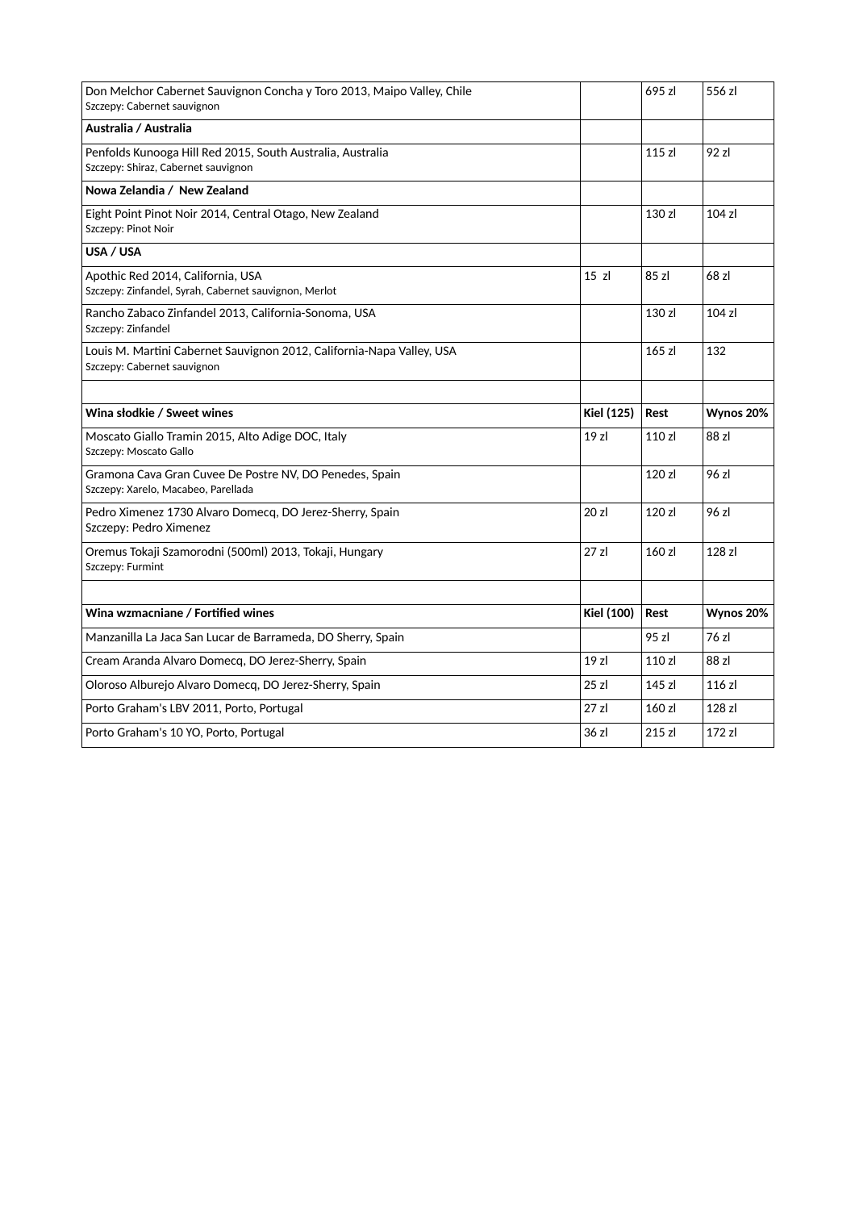| | | | |
|---|---|---|---|
| Don Melchor Cabernet Sauvignon Concha y Toro 2013, Maipo Valley, Chile<br>Szczepy: Cabernet sauvignon | | 695 zl | 556 zl |
| **Australia / Australia** | | | |
| Penfolds Kunooga Hill Red 2015, South Australia, Australia<br>Szczepy: Shiraz, Cabernet sauvignon | | 115 zl | 92 zl |
| **Nowa Zelandia / New Zealand** | | | |
| Eight Point Pinot Noir 2014, Central Otago, New Zealand<br>Szczepy: Pinot Noir | | 130 zl | 104 zl |
| **USA / USA** | | | |
| Apothic Red 2014, California, USA<br>Szczepy: Zinfandel, Syrah, Cabernet sauvignon, Merlot | 15 zl | 85 zl | 68 zl |
| Rancho Zabaco Zinfandel 2013, California-Sonoma, USA<br>Szczepy: Zinfandel | | 130 zl | 104 zl |
| Louis M. Martini Cabernet Sauvignon 2012, California-Napa Valley, USA<br>Szczepy: Cabernet sauvignon | | 165 zl | 132 |
| | | | |
| **Wina słodkie / Sweet wines** | **Kiel (125)** | **Rest** | **Wynos 20%** |
| Moscato Giallo Tramin 2015, Alto Adige DOC, Italy<br>Szczepy: Moscato Gallo | 19 zl | 110 zl | 88 zl |
| Gramona Cava Gran Cuvee De Postre NV, DO Penedes, Spain<br>Szczepy: Xarelo, Macabeo, Parellada | | 120 zl | 96 zl |
| Pedro Ximenez 1730 Alvaro Domecq, DO Jerez-Sherry, Spain<br>Szczepy: Pedro Ximenez | 20 zl | 120 zl | 96 zl |
| Oremus Tokaji Szamorodni (500ml) 2013, Tokaji, Hungary<br>Szczepy: Furmint | 27 zl | 160 zl | 128 zl |
| | | | |
| **Wina wzmacniane / Fortified wines** | **Kiel (100)** | **Rest** | **Wynos 20%** |
| Manzanilla La Jaca San Lucar de Barrameda, DO Sherry, Spain | | 95 zl | 76 zl |
| Cream Aranda Alvaro Domecq, DO Jerez-Sherry, Spain | 19 zl | 110 zl | 88 zl |
| Oloroso Alburejo Alvaro Domecq, DO Jerez-Sherry, Spain | 25 zl | 145 zl | 116 zl |
| Porto Graham's LBV 2011, Porto, Portugal | 27 zl | 160 zl | 128 zl |
| Porto Graham's 10 YO, Porto, Portugal | 36 zl | 215 zl | 172 zl |